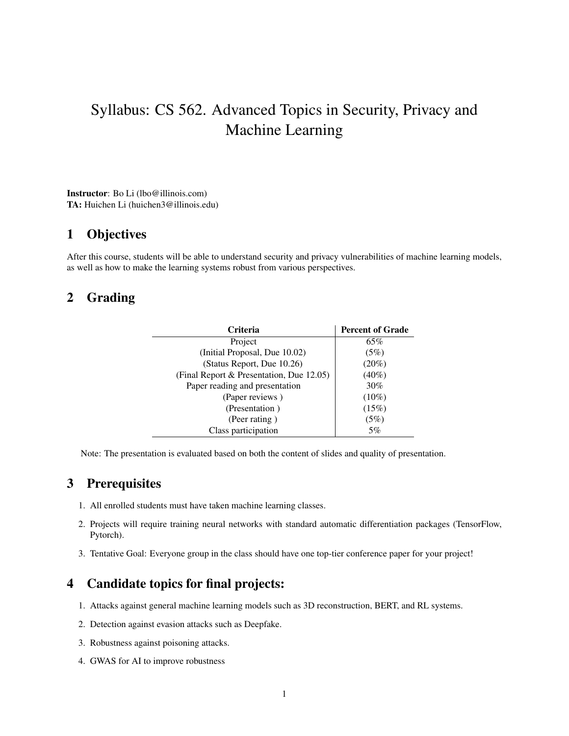# Syllabus: CS 562. Advanced Topics in Security, Privacy and Machine Learning

**Instructor**: Bo Li (lbo@illinois.com)
**TA:** Huichen Li (huichen3@illinois.edu)

## 1 Objectives

After this course, students will be able to understand security and privacy vulnerabilities of machine learning models, as well as how to make the learning systems robust from various perspectives.

## 2 Grading

| Criteria | Percent of Grade |
|---|---|
| Project | 65% |
| (Initial Proposal, Due 10.02) | (5%) |
| (Status Report, Due 10.26) | (20%) |
| (Final Report & Presentation, Due 12.05) | (40%) |
| Paper reading and presentation | 30% |
| (Paper reviews ) | (10%) |
| (Presentation ) | (15%) |
| (Peer rating ) | (5%) |
| Class participation | 5% |

Note: The presentation is evaluated based on both the content of slides and quality of presentation.

## 3 Prerequisites

1. All enrolled students must have taken machine learning classes.
2. Projects will require training neural networks with standard automatic differentiation packages (TensorFlow, Pytorch).
3. Tentative Goal: Everyone group in the class should have one top-tier conference paper for your project!

## 4 Candidate topics for final projects:

1. Attacks against general machine learning models such as 3D reconstruction, BERT, and RL systems.
2. Detection against evasion attacks such as Deepfake.
3. Robustness against poisoning attacks.
4. GWAS for AI to improve robustness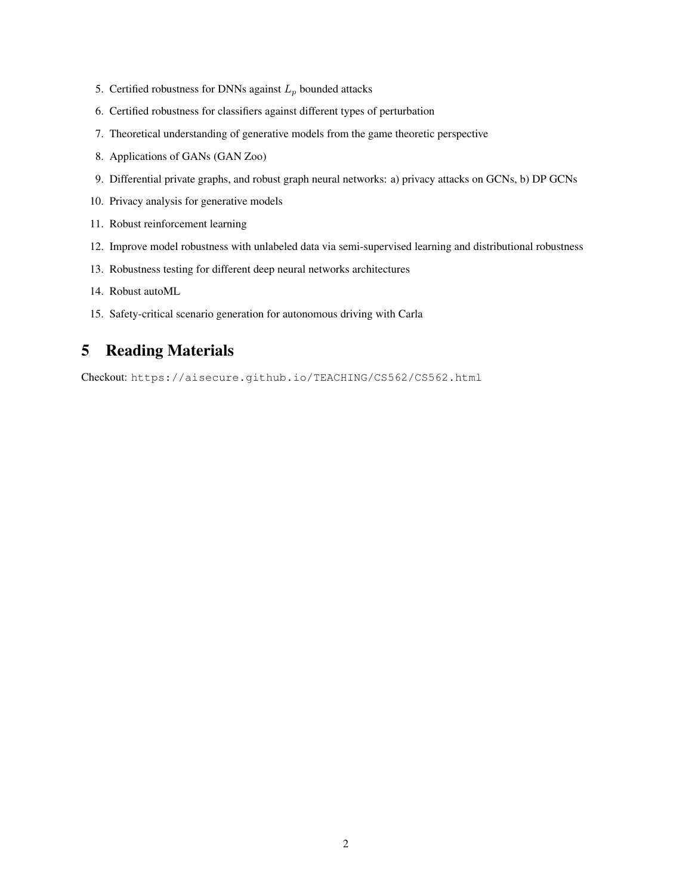5. Certified robustness for DNNs against $L_p$ bounded attacks
6. Certified robustness for classifiers against different types of perturbation
7. Theoretical understanding of generative models from the game theoretic perspective
8. Applications of GANs (GAN Zoo)
9. Differential private graphs, and robust graph neural networks: a) privacy attacks on GCNs, b) DP GCNs
10. Privacy analysis for generative models
11. Robust reinforcement learning
12. Improve model robustness with unlabeled data via semi-supervised learning and distributional robustness
13. Robustness testing for different deep neural networks architectures
14. Robust autoML
15. Safety-critical scenario generation for autonomous driving with Carla

# 5 Reading Materials

Checkout: `https://aisecure.github.io/TEACHING/CS562/CS562.html`